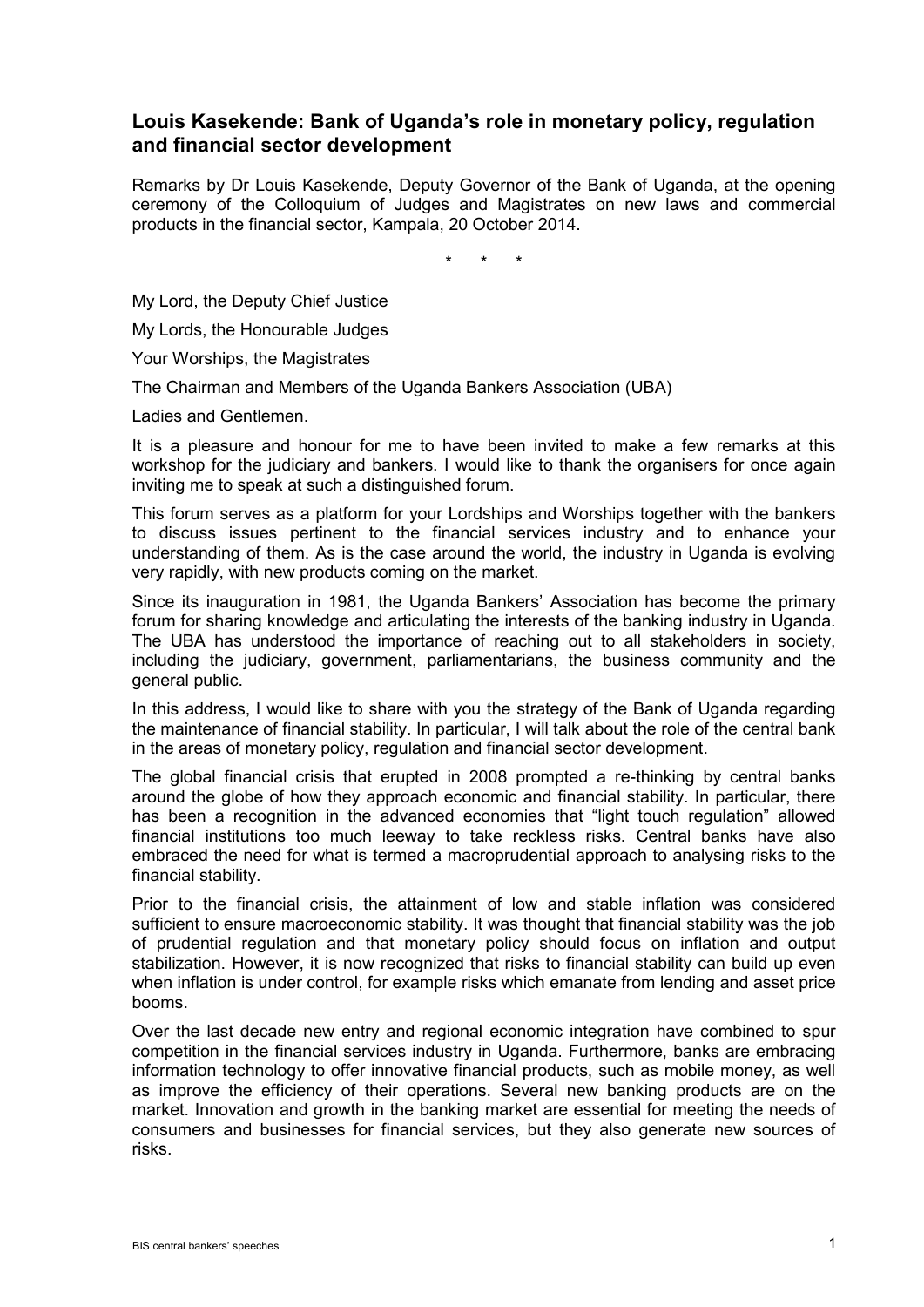## Louis Kasekende: Bank of Uganda's role in monetary policy, regulation and financial sector development

Remarks by Dr Louis Kasekende, Deputy Governor of the Bank of Uganda, at the opening ceremony of the Colloquium of Judges and Magistrates on new laws and commercial products in the financial sector, Kampala, 20 October 2014.

\* \* \*

My Lord, the Deputy Chief Justice

My Lords, the Honourable Judges

Your Worships, the Magistrates

The Chairman and Members of the Uganda Bankers Association (UBA)

Ladies and Gentlemen.

It is a pleasure and honour for me to have been invited to make a few remarks at this workshop for the judiciary and bankers. I would like to thank the organisers for once again inviting me to speak at such a distinguished forum.

This forum serves as a platform for your Lordships and Worships together with the bankers to discuss issues pertinent to the financial services industry and to enhance your understanding of them. As is the case around the world, the industry in Uganda is evolving very rapidly, with new products coming on the market.

Since its inauguration in 1981, the Uganda Bankers' Association has become the primary forum for sharing knowledge and articulating the interests of the banking industry in Uganda. The UBA has understood the importance of reaching out to all stakeholders in society, including the judiciary, government, parliamentarians, the business community and the general public.

In this address, I would like to share with you the strategy of the Bank of Uganda regarding the maintenance of financial stability. In particular, I will talk about the role of the central bank in the areas of monetary policy, regulation and financial sector development.

The global financial crisis that erupted in 2008 prompted a re-thinking by central banks around the globe of how they approach economic and financial stability. In particular, there has been a recognition in the advanced economies that "light touch regulation" allowed financial institutions too much leeway to take reckless risks. Central banks have also embraced the need for what is termed a macroprudential approach to analysing risks to the financial stability.

Prior to the financial crisis, the attainment of low and stable inflation was considered sufficient to ensure macroeconomic stability. It was thought that financial stability was the job of prudential regulation and that monetary policy should focus on inflation and output stabilization. However, it is now recognized that risks to financial stability can build up even when inflation is under control, for example risks which emanate from lending and asset price booms.

Over the last decade new entry and regional economic integration have combined to spur competition in the financial services industry in Uganda. Furthermore, banks are embracing information technology to offer innovative financial products, such as mobile money, as well as improve the efficiency of their operations. Several new banking products are on the market. Innovation and growth in the banking market are essential for meeting the needs of consumers and businesses for financial services, but they also generate new sources of risks.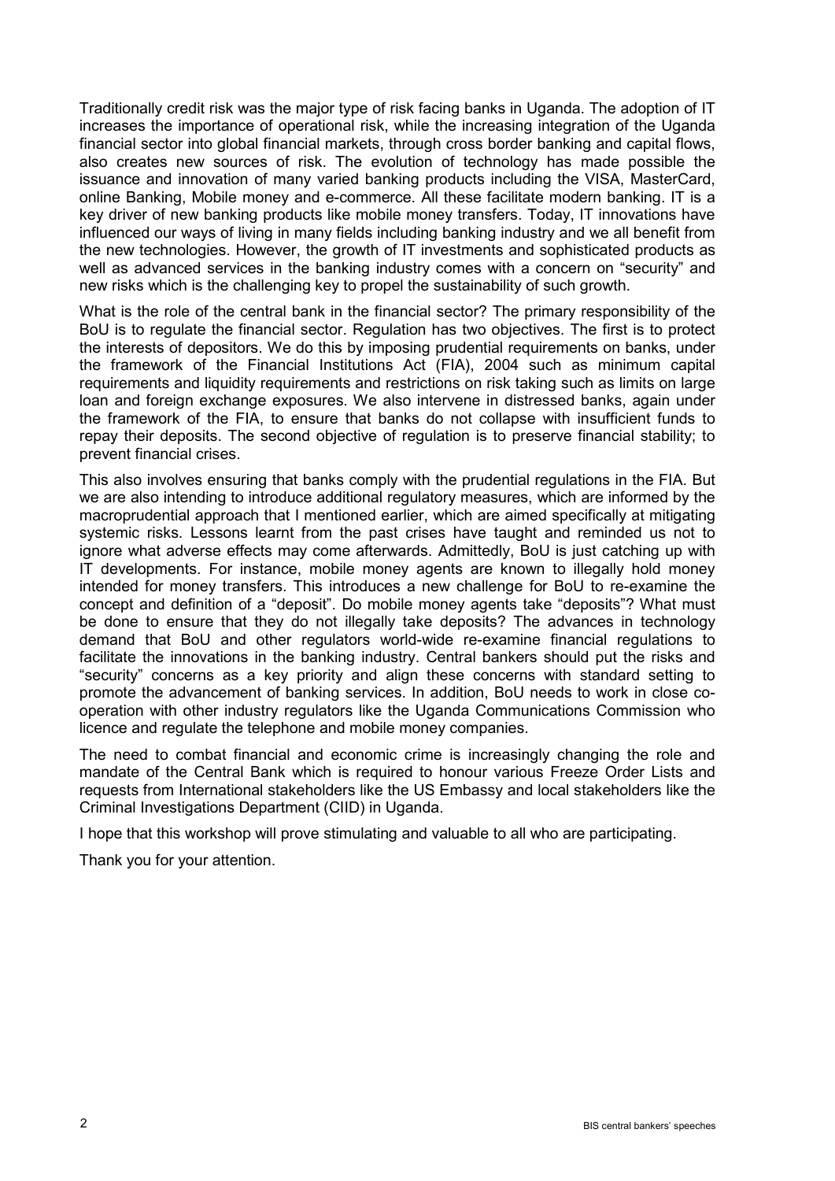Traditionally credit risk was the major type of risk facing banks in Uganda. The adoption of IT increases the importance of operational risk, while the increasing integration of the Uganda financial sector into global financial markets, through cross border banking and capital flows, also creates new sources of risk. The evolution of technology has made possible the issuance and innovation of many varied banking products including the VISA, MasterCard, online Banking, Mobile money and e-commerce. All these facilitate modern banking. IT is a key driver of new banking products like mobile money transfers. Today, IT innovations have influenced our ways of living in many fields including banking industry and we all benefit from the new technologies. However, the growth of IT investments and sophisticated products as well as advanced services in the banking industry comes with a concern on "security" and new risks which is the challenging key to propel the sustainability of such growth.

What is the role of the central bank in the financial sector? The primary responsibility of the BoU is to regulate the financial sector. Regulation has two objectives. The first is to protect the interests of depositors. We do this by imposing prudential requirements on banks, under the framework of the Financial Institutions Act (FIA), 2004 such as minimum capital requirements and liquidity requirements and restrictions on risk taking such as limits on large loan and foreign exchange exposures. We also intervene in distressed banks, again under the framework of the FIA, to ensure that banks do not collapse with insufficient funds to repay their deposits. The second objective of regulation is to preserve financial stability; to prevent financial crises.

This also involves ensuring that banks comply with the prudential regulations in the FIA. But we are also intending to introduce additional regulatory measures, which are informed by the macroprudential approach that I mentioned earlier, which are aimed specifically at mitigating systemic risks. Lessons learnt from the past crises have taught and reminded us not to ignore what adverse effects may come afterwards. Admittedly, BoU is just catching up with IT developments. For instance, mobile money agents are known to illegally hold money intended for money transfers. This introduces a new challenge for BoU to re-examine the concept and definition of a "deposit". Do mobile money agents take "deposits"? What must be done to ensure that they do not illegally take deposits? The advances in technology demand that BoU and other regulators world-wide re-examine financial regulations to facilitate the innovations in the banking industry. Central bankers should put the risks and "security" concerns as a key priority and align these concerns with standard setting to promote the advancement of banking services. In addition, BoU needs to work in close co-operation with other industry regulators like the Uganda Communications Commission who licence and regulate the telephone and mobile money companies.

The need to combat financial and economic crime is increasingly changing the role and mandate of the Central Bank which is required to honour various Freeze Order Lists and requests from International stakeholders like the US Embassy and local stakeholders like the Criminal Investigations Department (CIID) in Uganda.

I hope that this workshop will prove stimulating and valuable to all who are participating.

Thank you for your attention.